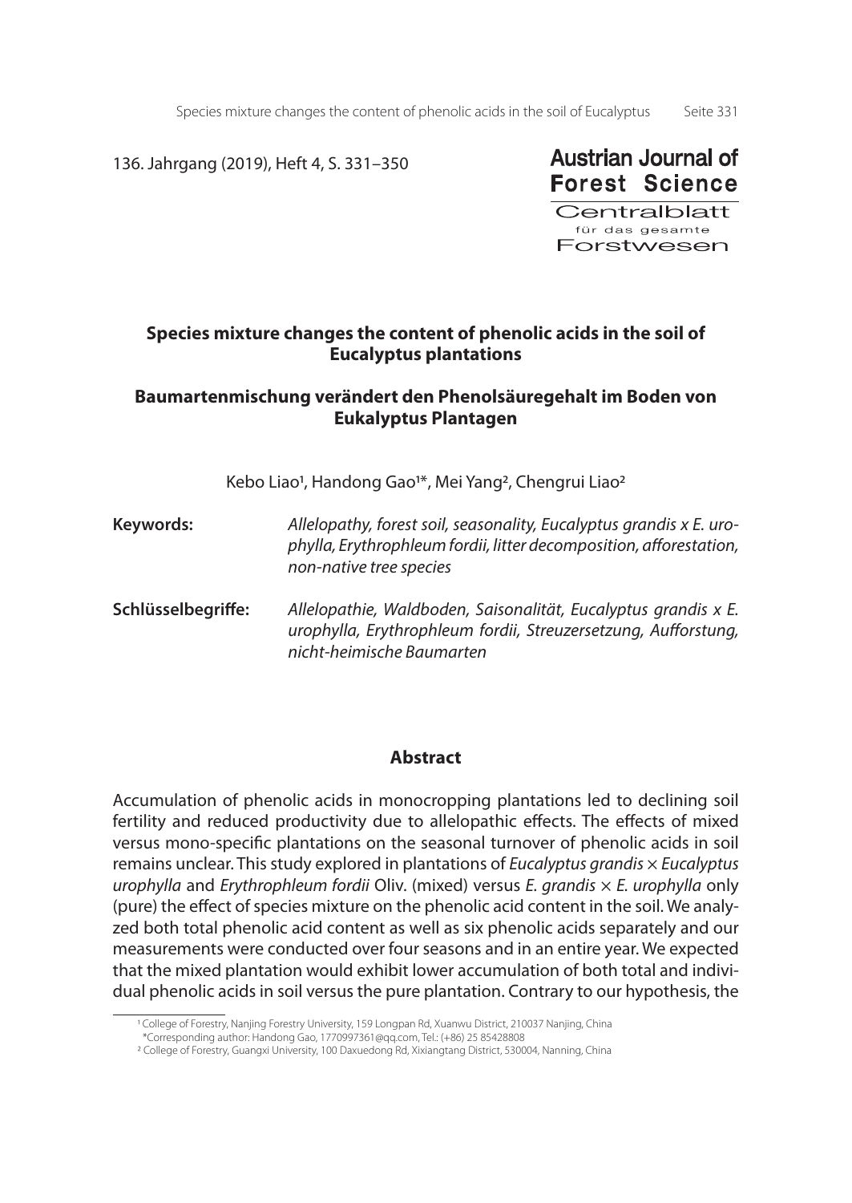# Species mixture changes the content of phenolic acids in the soil of Eucalyptus plantations

# Baumartenmischung verändert den Phenolsäuregehalt im Boden von Eukalyptus Plantagen

Kebo Liao[1], Handong Gao[1]*, Mei Yang[2], Chengrui Liao[2]

**Keywords:** *Allelopathy, forest soil, seasonality, Eucalyptus grandis x E. urophylla, Erythrophleum fordii, litter decomposition, afforestation, non-native tree species*

**Schlüsselbegriffe:** *Allelopathie, Waldboden, Saisonalität, Eucalyptus grandis x E. urophylla, Erythrophleum fordii, Streuzersetzung, Aufforstung, nicht-heimische Baumarten*

## Abstract

Accumulation of phenolic acids in monocropping plantations led to declining soil fertility and reduced productivity due to allelopathic effects. The effects of mixed versus mono-specific plantations on the seasonal turnover of phenolic acids in soil remains unclear. This study explored in plantations of *Eucalyptus grandis* × *Eucalyptus urophylla* and *Erythrophleum fordii* Oliv. (mixed) versus *E. grandis* × *E. urophylla* only (pure) the effect of species mixture on the phenolic acid content in the soil. We analyzed both total phenolic acid content as well as six phenolic acids separately and our measurements were conducted over four seasons and in an entire year. We expected that the mixed plantation would exhibit lower accumulation of both total and individual phenolic acids in soil versus the pure plantation. Contrary to our hypothesis, the

---

[1] College of Forestry, Nanjing Forestry University, 159 Longpan Rd, Xuanwu District, 210037 Nanjing, China
*Corresponding author: Handong Gao, 1770997361@qq.com, Tel.: (+86) 25 85428808
[2] College of Forestry, Guangxi University, 100 Daxuedong Rd, Xixiangtang District, 530004, Nanning, China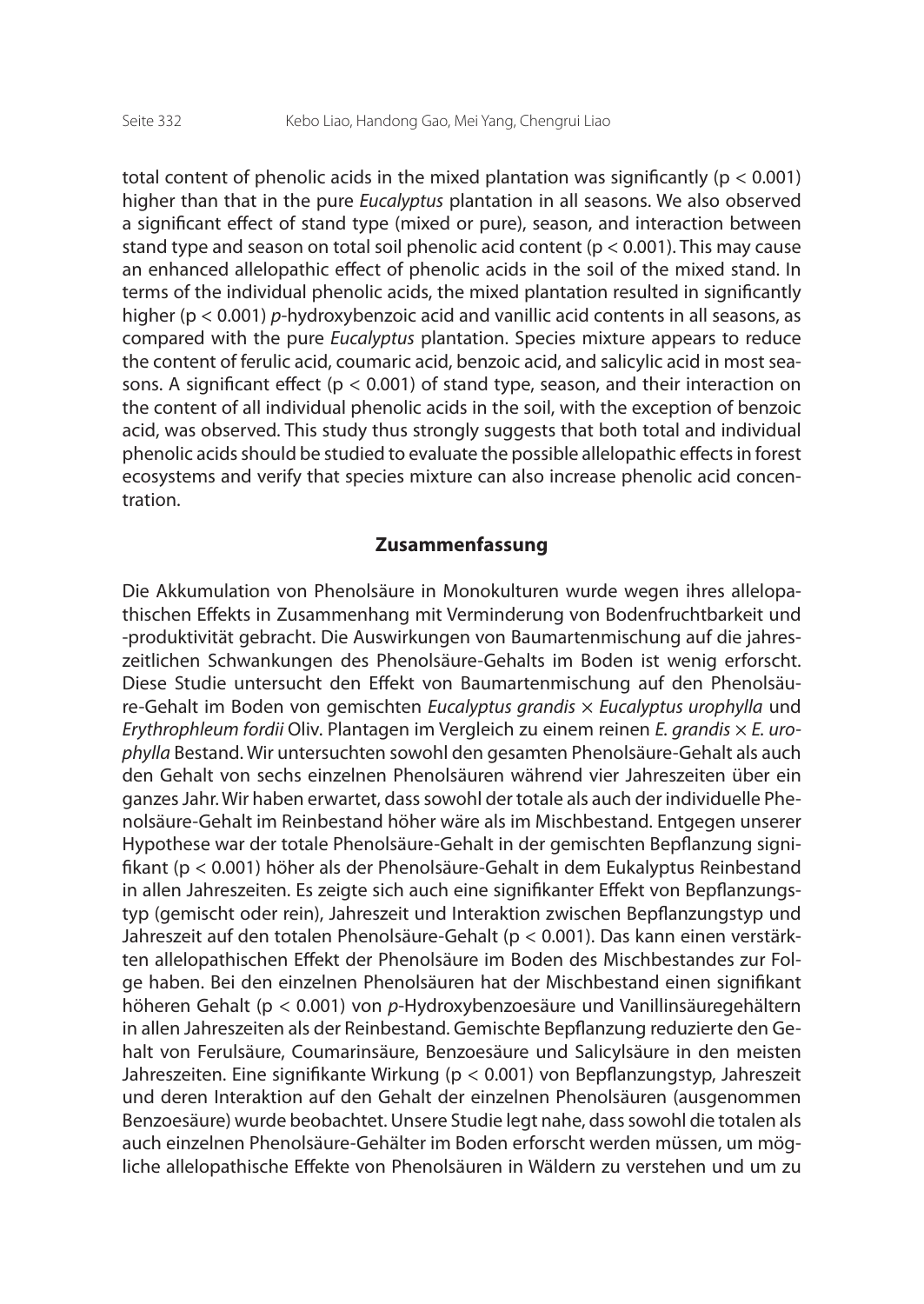total content of phenolic acids in the mixed plantation was significantly ($p < 0.001$) higher than that in the pure *Eucalyptus* plantation in all seasons. We also observed a significant effect of stand type (mixed or pure), season, and interaction between stand type and season on total soil phenolic acid content ($p < 0.001$). This may cause an enhanced allelopathic effect of phenolic acids in the soil of the mixed stand. In terms of the individual phenolic acids, the mixed plantation resulted in significantly higher ($p < 0.001$) *p*-hydroxybenzoic acid and vanillic acid contents in all seasons, as compared with the pure *Eucalyptus* plantation. Species mixture appears to reduce the content of ferulic acid, coumaric acid, benzoic acid, and salicylic acid in most seasons. A significant effect ($p < 0.001$) of stand type, season, and their interaction on the content of all individual phenolic acids in the soil, with the exception of benzoic acid, was observed. This study thus strongly suggests that both total and individual phenolic acids should be studied to evaluate the possible allelopathic effects in forest ecosystems and verify that species mixture can also increase phenolic acid concentration.

## Zusammenfassung

Die Akkumulation von Phenolsäure in Monokulturen wurde wegen ihres allelopathischen Effekts in Zusammenhang mit Verminderung von Bodenfruchtbarkeit und -produktivität gebracht. Die Auswirkungen von Baumartenmischung auf die jahreszeitlichen Schwankungen des Phenolsäure-Gehalts im Boden ist wenig erforscht. Diese Studie untersucht den Effekt von Baumartenmischung auf den Phenolsäure-Gehalt im Boden von gemischten *Eucalyptus grandis* × *Eucalyptus urophylla* und *Erythrophleum fordii* Oliv. Plantagen im Vergleich zu einem reinen *E. grandis* × *E. urophylla* Bestand. Wir untersuchten sowohl den gesamten Phenolsäure-Gehalt als auch den Gehalt von sechs einzelnen Phenolsäuren während vier Jahreszeiten über ein ganzes Jahr. Wir haben erwartet, dass sowohl der totale als auch der individuelle Phenolsäure-Gehalt im Reinbestand höher wäre als im Mischbestand. Entgegen unserer Hypothese war der totale Phenolsäure-Gehalt in der gemischten Bepflanzung signifikant ($p < 0.001$) höher als der Phenolsäure-Gehalt in dem Eukalyptus Reinbestand in allen Jahreszeiten. Es zeigte sich auch eine signifikanter Effekt von Bepflanzungstyp (gemischt oder rein), Jahreszeit und Interaktion zwischen Bepflanzungstyp und Jahreszeit auf den totalen Phenolsäure-Gehalt ($p < 0.001$). Das kann einen verstärkten allelopathischen Effekt der Phenolsäure im Boden des Mischbestandes zur Folge haben. Bei den einzelnen Phenolsäuren hat der Mischbestand einen signifikant höheren Gehalt ($p < 0.001$) von *p*-Hydroxybenzoesäure und Vanillinsäuregehältern in allen Jahreszeiten als der Reinbestand. Gemischte Bepflanzung reduzierte den Gehalt von Ferulsäure, Coumarinsäure, Benzoesäure und Salicylsäure in den meisten Jahreszeiten. Eine signifikante Wirkung ($p < 0.001$) von Bepflanzungstyp, Jahreszeit und deren Interaktion auf den Gehalt der einzelnen Phenolsäuren (ausgenommen Benzoesäure) wurde beobachtet. Unsere Studie legt nahe, dass sowohl die totalen als auch einzelnen Phenolsäure-Gehälter im Boden erforscht werden müssen, um mögliche allelopathische Effekte von Phenolsäuren in Wäldern zu verstehen und um zu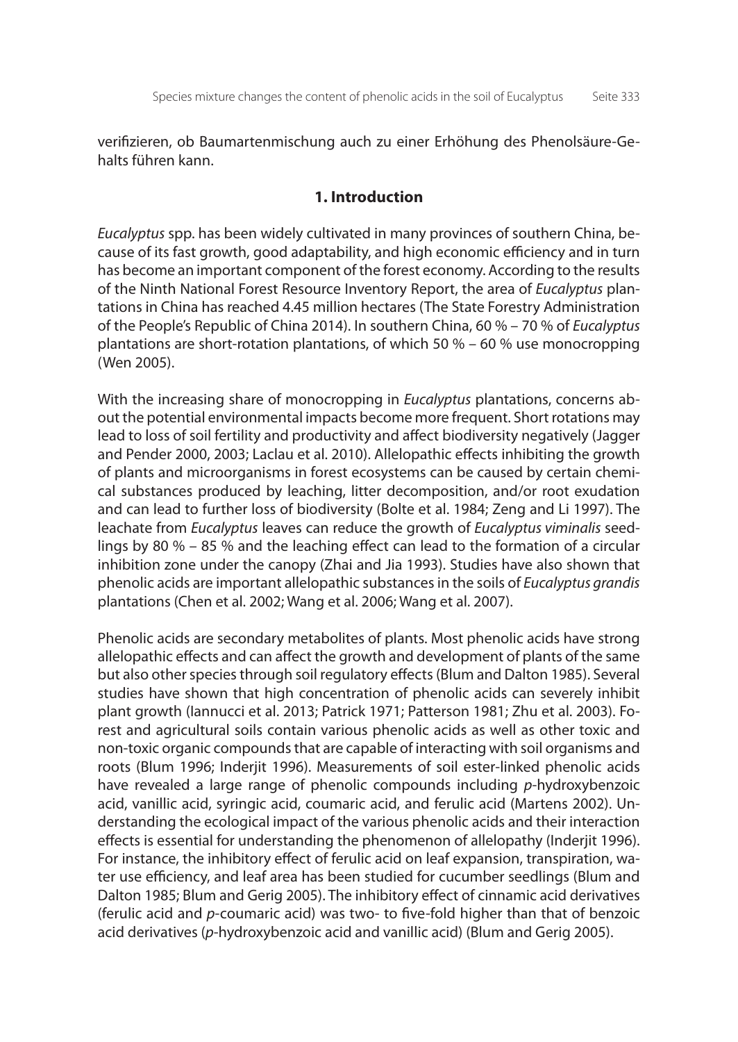verifizieren, ob Baumartenmischung auch zu einer Erhöhung des Phenolsäure-Gehalts führen kann.

## 1. Introduction

*Eucalyptus* spp. has been widely cultivated in many provinces of southern China, because of its fast growth, good adaptability, and high economic efficiency and in turn has become an important component of the forest economy. According to the results of the Ninth National Forest Resource Inventory Report, the area of *Eucalyptus* plantations in China has reached 4.45 million hectares (The State Forestry Administration of the People's Republic of China 2014). In southern China, 60 % – 70 % of *Eucalyptus* plantations are short-rotation plantations, of which 50 % – 60 % use monocropping (Wen 2005).

With the increasing share of monocropping in *Eucalyptus* plantations, concerns about the potential environmental impacts become more frequent. Short rotations may lead to loss of soil fertility and productivity and affect biodiversity negatively (Jagger and Pender 2000, 2003; Laclau et al. 2010). Allelopathic effects inhibiting the growth of plants and microorganisms in forest ecosystems can be caused by certain chemical substances produced by leaching, litter decomposition, and/or root exudation and can lead to further loss of biodiversity (Bolte et al. 1984; Zeng and Li 1997). The leachate from *Eucalyptus* leaves can reduce the growth of *Eucalyptus viminalis* seedlings by 80 % – 85 % and the leaching effect can lead to the formation of a circular inhibition zone under the canopy (Zhai and Jia 1993). Studies have also shown that phenolic acids are important allelopathic substances in the soils of *Eucalyptus grandis* plantations (Chen et al. 2002; Wang et al. 2006; Wang et al. 2007).

Phenolic acids are secondary metabolites of plants. Most phenolic acids have strong allelopathic effects and can affect the growth and development of plants of the same but also other species through soil regulatory effects (Blum and Dalton 1985). Several studies have shown that high concentration of phenolic acids can severely inhibit plant growth (Iannucci et al. 2013; Patrick 1971; Patterson 1981; Zhu et al. 2003). Forest and agricultural soils contain various phenolic acids as well as other toxic and non-toxic organic compounds that are capable of interacting with soil organisms and roots (Blum 1996; Inderjit 1996). Measurements of soil ester-linked phenolic acids have revealed a large range of phenolic compounds including *p*-hydroxybenzoic acid, vanillic acid, syringic acid, coumaric acid, and ferulic acid (Martens 2002). Understanding the ecological impact of the various phenolic acids and their interaction effects is essential for understanding the phenomenon of allelopathy (Inderjit 1996). For instance, the inhibitory effect of ferulic acid on leaf expansion, transpiration, water use efficiency, and leaf area has been studied for cucumber seedlings (Blum and Dalton 1985; Blum and Gerig 2005). The inhibitory effect of cinnamic acid derivatives (ferulic acid and *p*-coumaric acid) was two- to five-fold higher than that of benzoic acid derivatives (*p*-hydroxybenzoic acid and vanillic acid) (Blum and Gerig 2005).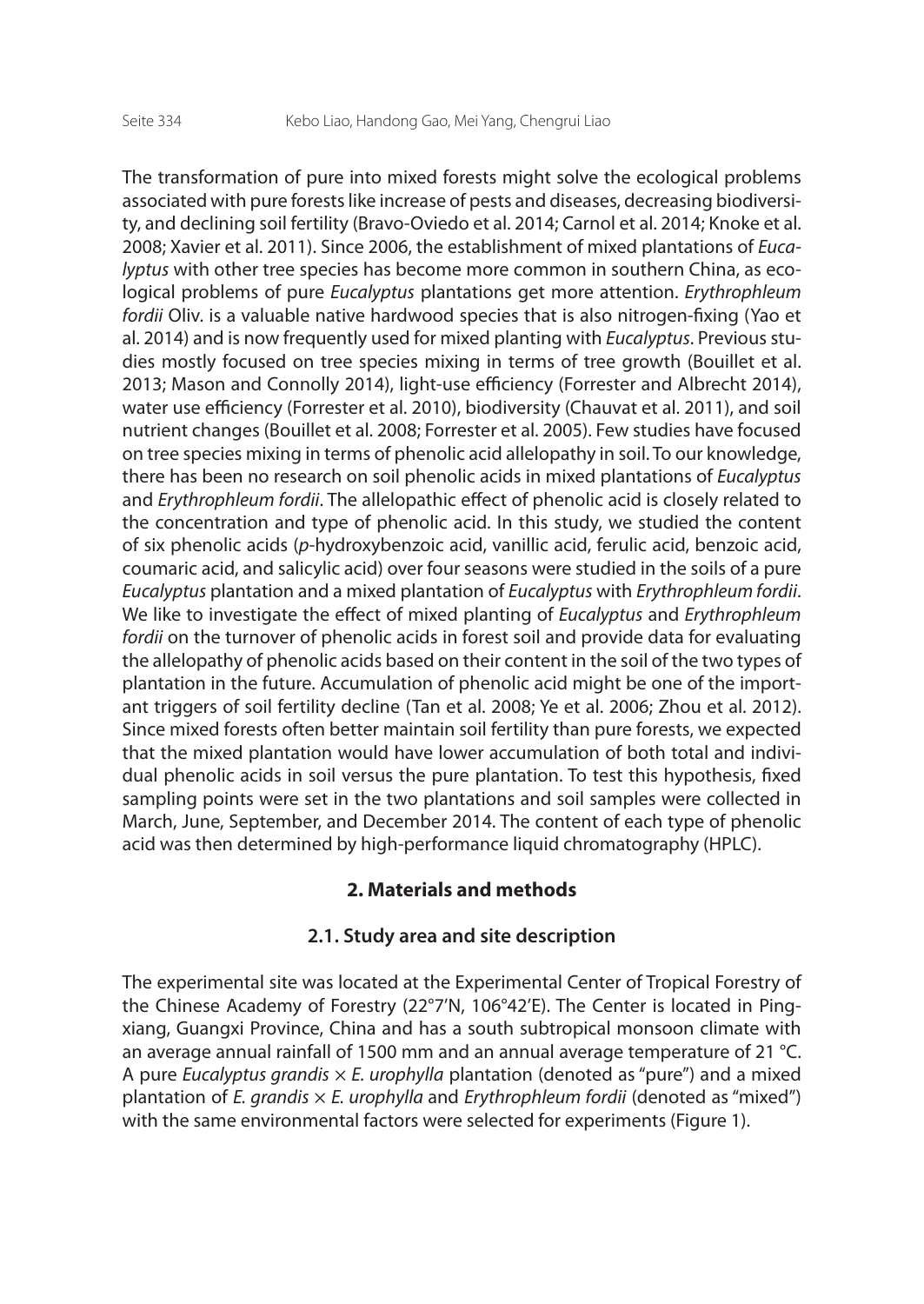The transformation of pure into mixed forests might solve the ecological problems associated with pure forests like increase of pests and diseases, decreasing biodiversity, and declining soil fertility (Bravo-Oviedo et al. 2014; Carnol et al. 2014; Knoke et al. 2008; Xavier et al. 2011). Since 2006, the establishment of mixed plantations of *Eucalyptus* with other tree species has become more common in southern China, as ecological problems of pure *Eucalyptus* plantations get more attention. *Erythrophleum fordii* Oliv. is a valuable native hardwood species that is also nitrogen-fixing (Yao et al. 2014) and is now frequently used for mixed planting with *Eucalyptus*. Previous studies mostly focused on tree species mixing in terms of tree growth (Bouillet et al. 2013; Mason and Connolly 2014), light-use efficiency (Forrester and Albrecht 2014), water use efficiency (Forrester et al. 2010), biodiversity (Chauvat et al. 2011), and soil nutrient changes (Bouillet et al. 2008; Forrester et al. 2005). Few studies have focused on tree species mixing in terms of phenolic acid allelopathy in soil. To our knowledge, there has been no research on soil phenolic acids in mixed plantations of *Eucalyptus* and *Erythrophleum fordii*. The allelopathic effect of phenolic acid is closely related to the concentration and type of phenolic acid. In this study, we studied the content of six phenolic acids (*p*-hydroxybenzoic acid, vanillic acid, ferulic acid, benzoic acid, coumaric acid, and salicylic acid) over four seasons were studied in the soils of a pure *Eucalyptus* plantation and a mixed plantation of *Eucalyptus* with *Erythrophleum fordii*. We like to investigate the effect of mixed planting of *Eucalyptus* and *Erythrophleum fordii* on the turnover of phenolic acids in forest soil and provide data for evaluating the allelopathy of phenolic acids based on their content in the soil of the two types of plantation in the future. Accumulation of phenolic acid might be one of the important triggers of soil fertility decline (Tan et al. 2008; Ye et al. 2006; Zhou et al. 2012). Since mixed forests often better maintain soil fertility than pure forests, we expected that the mixed plantation would have lower accumulation of both total and individual phenolic acids in soil versus the pure plantation. To test this hypothesis, fixed sampling points were set in the two plantations and soil samples were collected in March, June, September, and December 2014. The content of each type of phenolic acid was then determined by high-performance liquid chromatography (HPLC).

## 2. Materials and methods

### 2.1. Study area and site description

The experimental site was located at the Experimental Center of Tropical Forestry of the Chinese Academy of Forestry (22°7′N, 106°42′E). The Center is located in Pingxiang, Guangxi Province, China and has a south subtropical monsoon climate with an average annual rainfall of 1500 mm and an annual average temperature of 21 °C. A pure *Eucalyptus grandis* × *E. urophylla* plantation (denoted as "pure") and a mixed plantation of *E. grandis* × *E. urophylla* and *Erythrophleum fordii* (denoted as "mixed") with the same environmental factors were selected for experiments (Figure 1).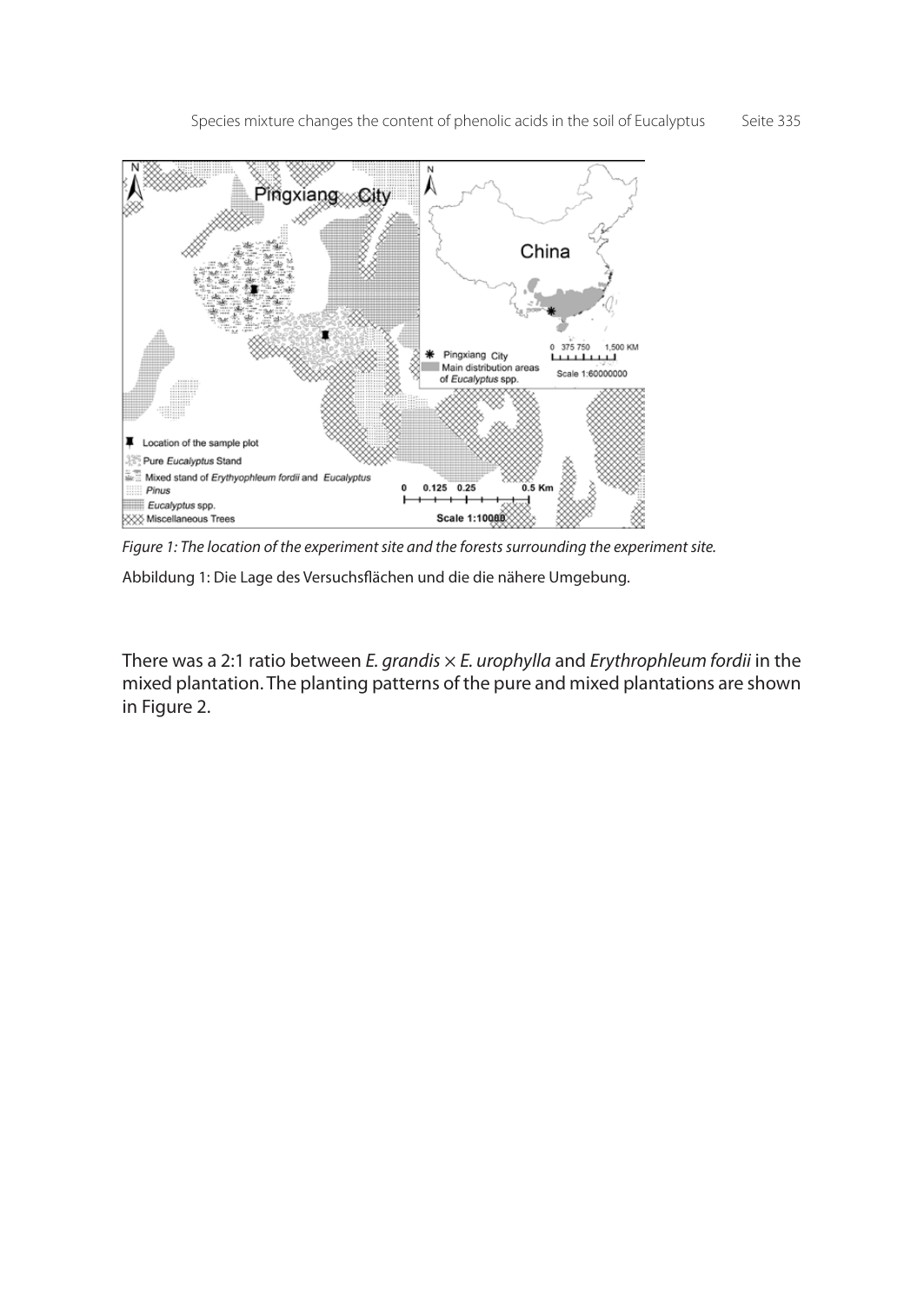*Figure 1: The location of the experiment site and the forests surrounding the experiment site.*

Abbildung 1: Die Lage des Versuchsflächen und die die nähere Umgebung.

There was a 2:1 ratio between *E. grandis* × *E. urophylla* and *Erythrophleum fordii* in the mixed plantation. The planting patterns of the pure and mixed plantations are shown in Figure 2.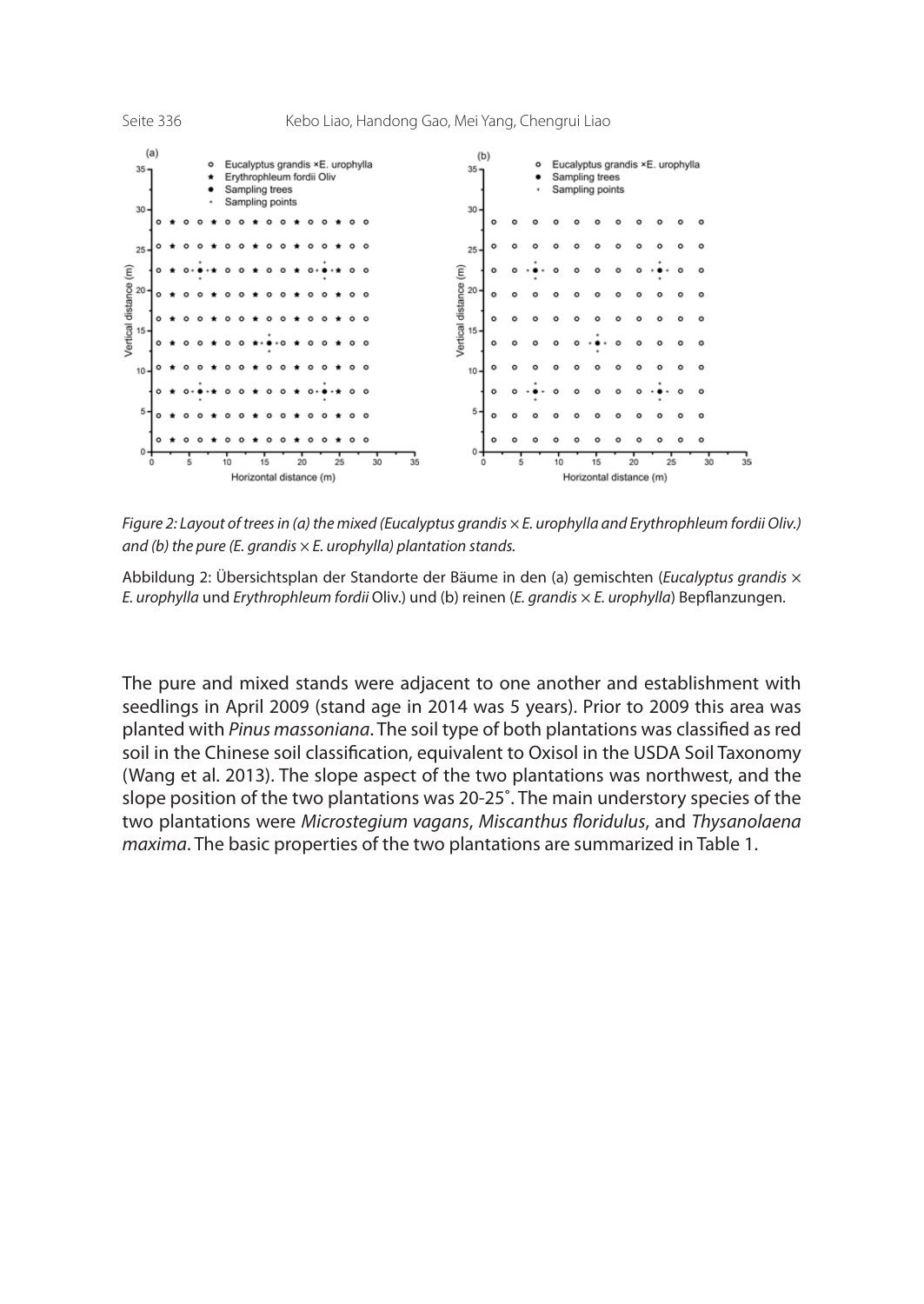Figure 2: Layout of trees in (a) the mixed (Eucalyptus grandis × E. urophylla and Erythrophleum fordii Oliv.) and (b) the pure (E. grandis × E. urophylla) plantation stands.

Abbildung 2: Übersichtsplan der Standorte der Bäume in den (a) gemischten (*Eucalyptus grandis* × *E. urophylla* und *Erythrophleum fordii* Oliv.) und (b) reinen (*E. grandis* × *E. urophylla*) Bepflanzungen.

The pure and mixed stands were adjacent to one another and establishment with seedlings in April 2009 (stand age in 2014 was 5 years). Prior to 2009 this area was planted with *Pinus massoniana*. The soil type of both plantations was classified as red soil in the Chinese soil classification, equivalent to Oxisol in the USDA Soil Taxonomy (Wang et al. 2013). The slope aspect of the two plantations was northwest, and the slope position of the two plantations was 20-25˚. The main understory species of the two plantations were *Microstegium vagans*, *Miscanthus floridulus*, and *Thysanolaena maxima*. The basic properties of the two plantations are summarized in Table 1.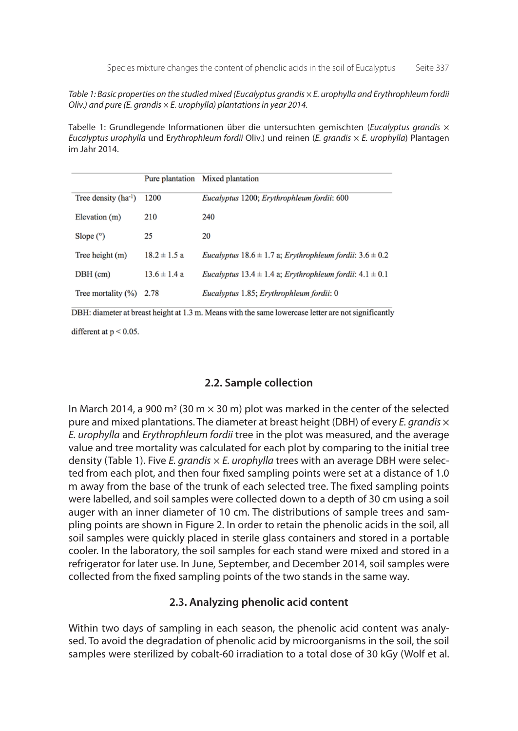*Table 1: Basic properties on the studied mixed (Eucalyptus grandis × E. urophylla and Erythrophleum fordii Oliv.) and pure (E. grandis × E. urophylla) plantations in year 2014.*

Tabelle 1: Grundlegende Informationen über die untersuchten gemischten (*Eucalyptus grandis × Eucalyptus urophylla* und E*rythrophleum fordii* Oliv.) und reinen (*E. grandis × E. urophylla*) Plantagen im Jahr 2014.

| | Pure plantation | Mixed plantation |
|---|---|---|
| Tree density ($ha^{-1}$) | 1200 | *Eucalyptus* 1200; *Erythrophleum fordii*: 600 |
| Elevation (m) | 210 | 240 |
| Slope (°) | 25 | 20 |
| Tree height (m) | 18.2 ± 1.5 a | *Eucalyptus* 18.6 ± 1.7 a; *Erythrophleum fordii*: 3.6 ± 0.2 |
| DBH (cm) | 13.6 ± 1.4 a | *Eucalyptus* 13.4 ± 1.4 a; *Erythrophleum fordii*: 4.1 ± 0.1 |
| Tree mortality (%) | 2.78 | *Eucalyptus* 1.85; *Erythrophleum fordii*: 0 |

DBH: diameter at breast height at 1.3 m. Means with the same lowercase letter are not significantly different at $p < 0.05$.

## 2.2. Sample collection

In March 2014, a 900 m² (30 m × 30 m) plot was marked in the center of the selected pure and mixed plantations. The diameter at breast height (DBH) of every *E. grandis × E. urophylla* and *Erythrophleum fordii* tree in the plot was measured, and the average value and tree mortality was calculated for each plot by comparing to the initial tree density (Table 1). Five *E. grandis × E. urophylla* trees with an average DBH were selected from each plot, and then four fixed sampling points were set at a distance of 1.0 m away from the base of the trunk of each selected tree. The fixed sampling points were labelled, and soil samples were collected down to a depth of 30 cm using a soil auger with an inner diameter of 10 cm. The distributions of sample trees and sampling points are shown in Figure 2. In order to retain the phenolic acids in the soil, all soil samples were quickly placed in sterile glass containers and stored in a portable cooler. In the laboratory, the soil samples for each stand were mixed and stored in a refrigerator for later use. In June, September, and December 2014, soil samples were collected from the fixed sampling points of the two stands in the same way.

## 2.3. Analyzing phenolic acid content

Within two days of sampling in each season, the phenolic acid content was analysed. To avoid the degradation of phenolic acid by microorganisms in the soil, the soil samples were sterilized by cobalt-60 irradiation to a total dose of 30 kGy (Wolf et al.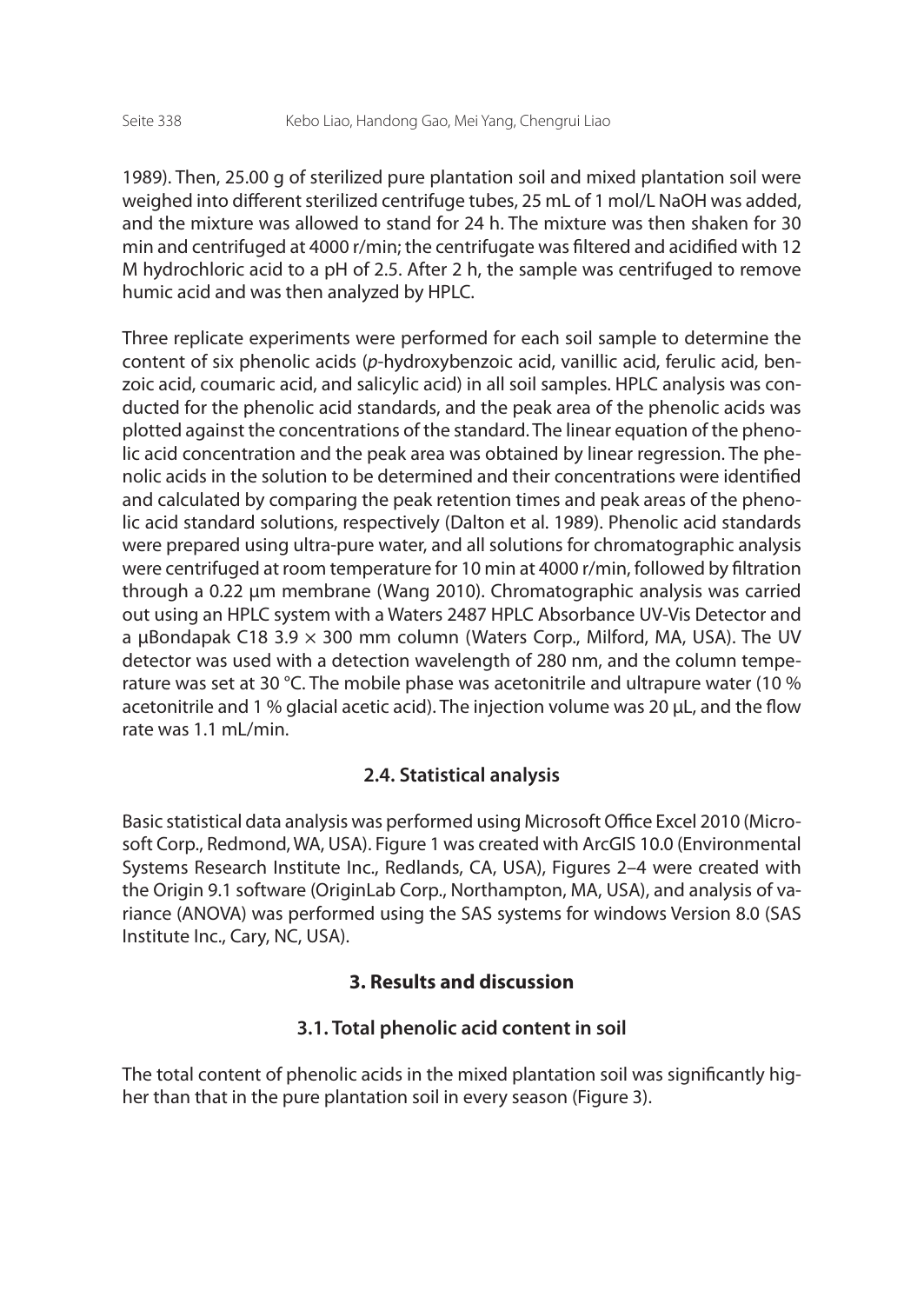1989). Then, 25.00 g of sterilized pure plantation soil and mixed plantation soil were weighed into different sterilized centrifuge tubes, 25 mL of 1 mol/L NaOH was added, and the mixture was allowed to stand for 24 h. The mixture was then shaken for 30 min and centrifuged at 4000 r/min; the centrifugate was filtered and acidified with 12 M hydrochloric acid to a pH of 2.5. After 2 h, the sample was centrifuged to remove humic acid and was then analyzed by HPLC.

Three replicate experiments were performed for each soil sample to determine the content of six phenolic acids (*p*-hydroxybenzoic acid, vanillic acid, ferulic acid, benzoic acid, coumaric acid, and salicylic acid) in all soil samples. HPLC analysis was conducted for the phenolic acid standards, and the peak area of the phenolic acids was plotted against the concentrations of the standard. The linear equation of the phenolic acid concentration and the peak area was obtained by linear regression. The phenolic acids in the solution to be determined and their concentrations were identified and calculated by comparing the peak retention times and peak areas of the phenolic acid standard solutions, respectively (Dalton et al. 1989). Phenolic acid standards were prepared using ultra-pure water, and all solutions for chromatographic analysis were centrifuged at room temperature for 10 min at 4000 r/min, followed by filtration through a 0.22 µm membrane (Wang 2010). Chromatographic analysis was carried out using an HPLC system with a Waters 2487 HPLC Absorbance UV-Vis Detector and a µBondapak C18 3.9 × 300 mm column (Waters Corp., Milford, MA, USA). The UV detector was used with a detection wavelength of 280 nm, and the column temperature was set at 30 °C. The mobile phase was acetonitrile and ultrapure water (10 % acetonitrile and 1 % glacial acetic acid). The injection volume was 20 µL, and the flow rate was 1.1 mL/min.

### 2.4. Statistical analysis

Basic statistical data analysis was performed using Microsoft Office Excel 2010 (Microsoft Corp., Redmond, WA, USA). Figure 1 was created with ArcGIS 10.0 (Environmental Systems Research Institute Inc., Redlands, CA, USA), Figures 2–4 were created with the Origin 9.1 software (OriginLab Corp., Northampton, MA, USA), and analysis of variance (ANOVA) was performed using the SAS systems for windows Version 8.0 (SAS Institute Inc., Cary, NC, USA).

## 3. Results and discussion

### 3.1. Total phenolic acid content in soil

The total content of phenolic acids in the mixed plantation soil was significantly higher than that in the pure plantation soil in every season (Figure 3).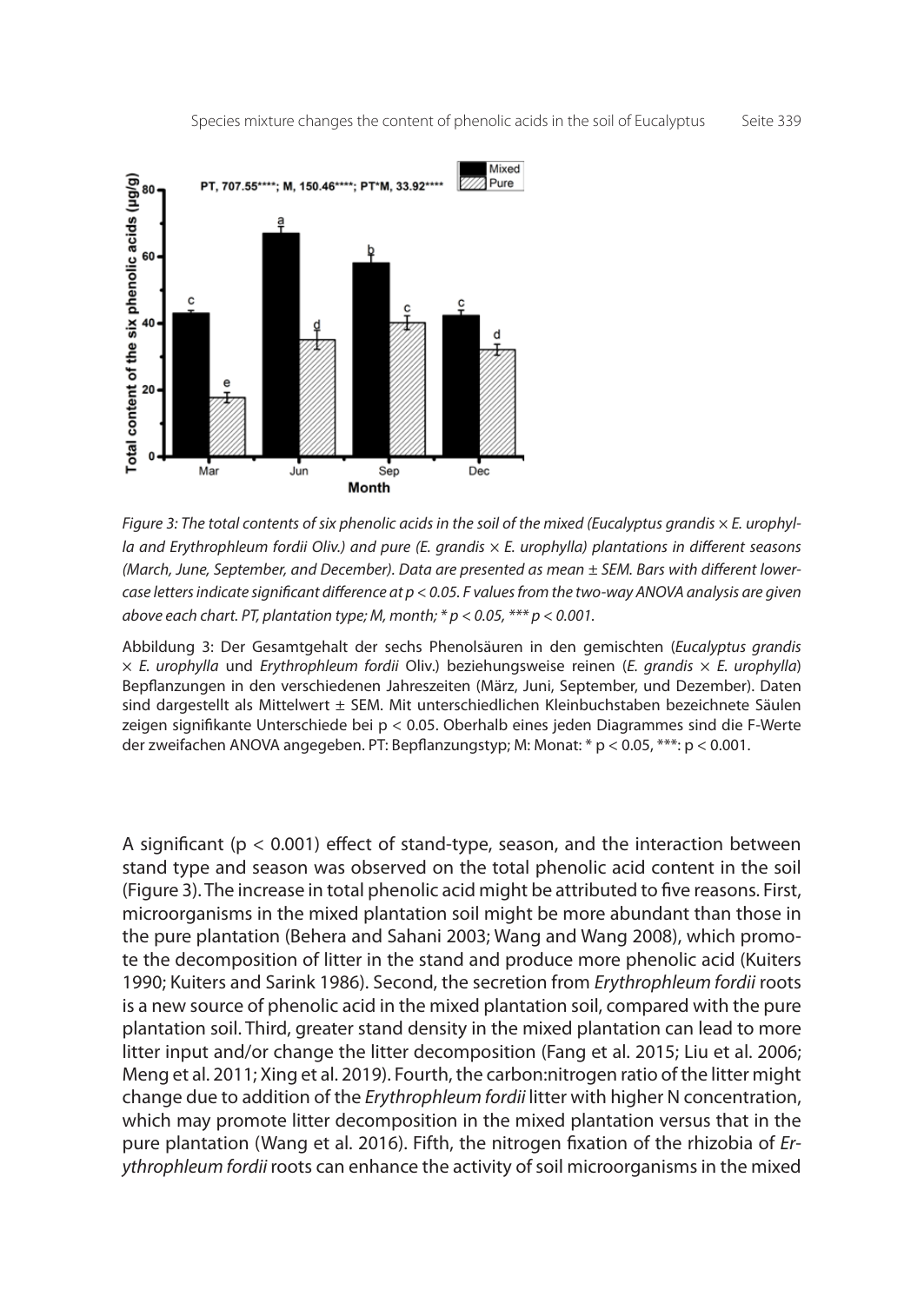*Figure 3: The total contents of six phenolic acids in the soil of the mixed (Eucalyptus grandis × E. urophylla and Erythrophleum fordii Oliv.) and pure (E. grandis × E. urophylla) plantations in different seasons (March, June, September, and December). Data are presented as mean ± SEM. Bars with different lowercase letters indicate significant difference at $p < 0.05$. F values from the two-way ANOVA analysis are given above each chart. PT, plantation type; M, month; * $p < 0.05$, *** $p < 0.001$.*

Abbildung 3: Der Gesamtgehalt der sechs Phenolsäuren in den gemischten (*Eucalyptus grandis* × *E. urophylla* und *Erythrophleum fordii* Oliv.) beziehungsweise reinen (*E. grandis* × *E. urophylla*) Bepflanzungen in den verschiedenen Jahreszeiten (März, Juni, September, und Dezember). Daten sind dargestellt als Mittelwert ± SEM. Mit unterschiedlichen Kleinbuchstaben bezeichnete Säulen zeigen signifikante Unterschiede bei $p < 0.05$. Oberhalb eines jeden Diagrammes sind die F-Werte der zweifachen ANOVA angegeben. PT: Bepflanzungstyp; M: Monat: * $p < 0.05$, ***: $p < 0.001$.

A significant ($p < 0.001$) effect of stand-type, season, and the interaction between stand type and season was observed on the total phenolic acid content in the soil (Figure 3). The increase in total phenolic acid might be attributed to five reasons. First, microorganisms in the mixed plantation soil might be more abundant than those in the pure plantation (Behera and Sahani 2003; Wang and Wang 2008), which promote the decomposition of litter in the stand and produce more phenolic acid (Kuiters 1990; Kuiters and Sarink 1986). Second, the secretion from *Erythrophleum fordii* roots is a new source of phenolic acid in the mixed plantation soil, compared with the pure plantation soil. Third, greater stand density in the mixed plantation can lead to more litter input and/or change the litter decomposition (Fang et al. 2015; Liu et al. 2006; Meng et al. 2011; Xing et al. 2019). Fourth, the carbon:nitrogen ratio of the litter might change due to addition of the *Erythrophleum fordii* litter with higher N concentration, which may promote litter decomposition in the mixed plantation versus that in the pure plantation (Wang et al. 2016). Fifth, the nitrogen fixation of the rhizobia of *Erythrophleum fordii* roots can enhance the activity of soil microorganisms in the mixed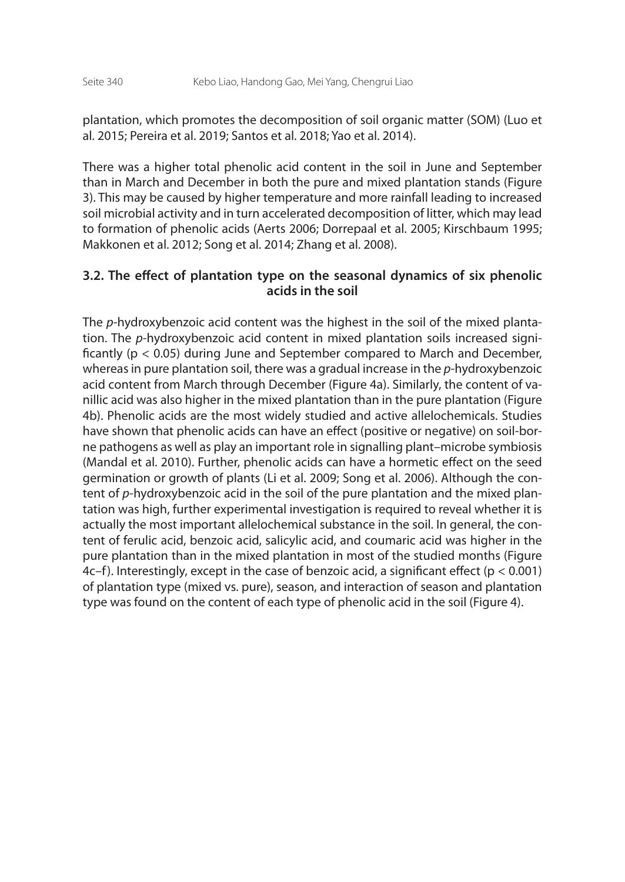plantation, which promotes the decomposition of soil organic matter (SOM) (Luo et al. 2015; Pereira et al. 2019; Santos et al. 2018; Yao et al. 2014).

There was a higher total phenolic acid content in the soil in June and September than in March and December in both the pure and mixed plantation stands (Figure 3). This may be caused by higher temperature and more rainfall leading to increased soil microbial activity and in turn accelerated decomposition of litter, which may lead to formation of phenolic acids (Aerts 2006; Dorrepaal et al. 2005; Kirschbaum 1995; Makkonen et al. 2012; Song et al. 2014; Zhang et al. 2008).

### 3.2. The effect of plantation type on the seasonal dynamics of six phenolic acids in the soil

The *p*-hydroxybenzoic acid content was the highest in the soil of the mixed plantation. The *p*-hydroxybenzoic acid content in mixed plantation soils increased significantly ($p < 0.05$) during June and September compared to March and December, whereas in pure plantation soil, there was a gradual increase in the *p*-hydroxybenzoic acid content from March through December (Figure 4a). Similarly, the content of vanillic acid was also higher in the mixed plantation than in the pure plantation (Figure 4b). Phenolic acids are the most widely studied and active allelochemicals. Studies have shown that phenolic acids can have an effect (positive or negative) on soil-borne pathogens as well as play an important role in signalling plant–microbe symbiosis (Mandal et al. 2010). Further, phenolic acids can have a hormetic effect on the seed germination or growth of plants (Li et al. 2009; Song et al. 2006). Although the content of *p*-hydroxybenzoic acid in the soil of the pure plantation and the mixed plantation was high, further experimental investigation is required to reveal whether it is actually the most important allelochemical substance in the soil. In general, the content of ferulic acid, benzoic acid, salicylic acid, and coumaric acid was higher in the pure plantation than in the mixed plantation in most of the studied months (Figure 4c–f). Interestingly, except in the case of benzoic acid, a significant effect ($p < 0.001$) of plantation type (mixed vs. pure), season, and interaction of season and plantation type was found on the content of each type of phenolic acid in the soil (Figure 4).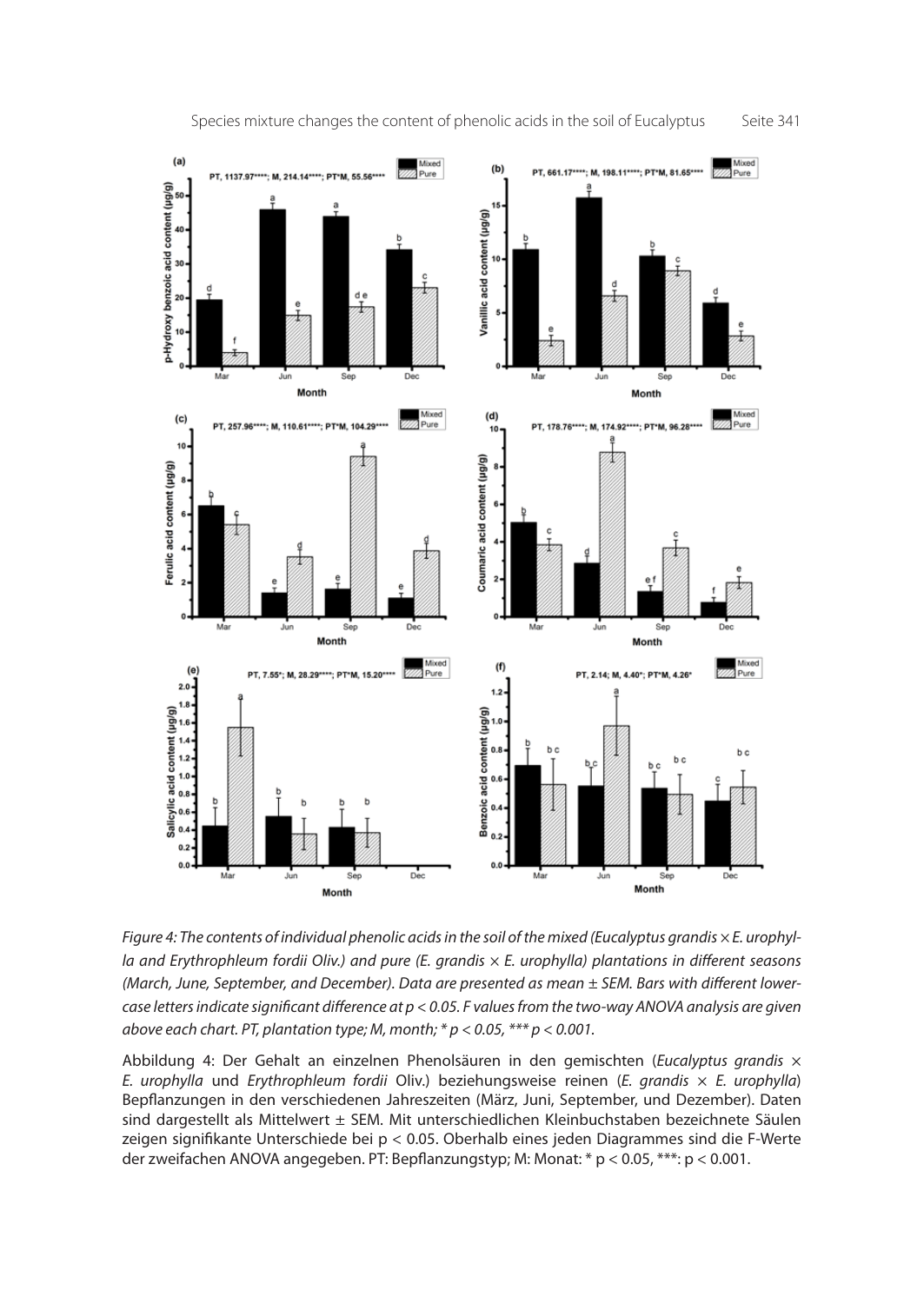*Figure 4: The contents of individual phenolic acids in the soil of the mixed (Eucalyptus grandis × E. urophylla and Erythrophleum fordii Oliv.) and pure (E. grandis × E. urophylla) plantations in different seasons (March, June, September, and December). Data are presented as mean ± SEM. Bars with different lowercase letters indicate significant difference at $p < 0.05$. F values from the two-way ANOVA analysis are given above each chart. PT, plantation type; M, month; * $p < 0.05$, *** $p < 0.001$.*

Abbildung 4: Der Gehalt an einzelnen Phenolsäuren in den gemischten (*Eucalyptus grandis* × *E. urophylla* und *Erythrophleum fordii* Oliv.) beziehungsweise reinen (*E. grandis* × *E. urophylla*) Bepflanzungen in den verschiedenen Jahreszeiten (März, Juni, September, und Dezember). Daten sind dargestellt als Mittelwert ± SEM. Mit unterschiedlichen Kleinbuchstaben bezeichnete Säulen zeigen signifikante Unterschiede bei $p < 0.05$. Oberhalb eines jeden Diagrammes sind die F-Werte der zweifachen ANOVA angegeben. PT: Bepflanzungstyp; M: Monat: * $p < 0.05$, ***: $p < 0.001$.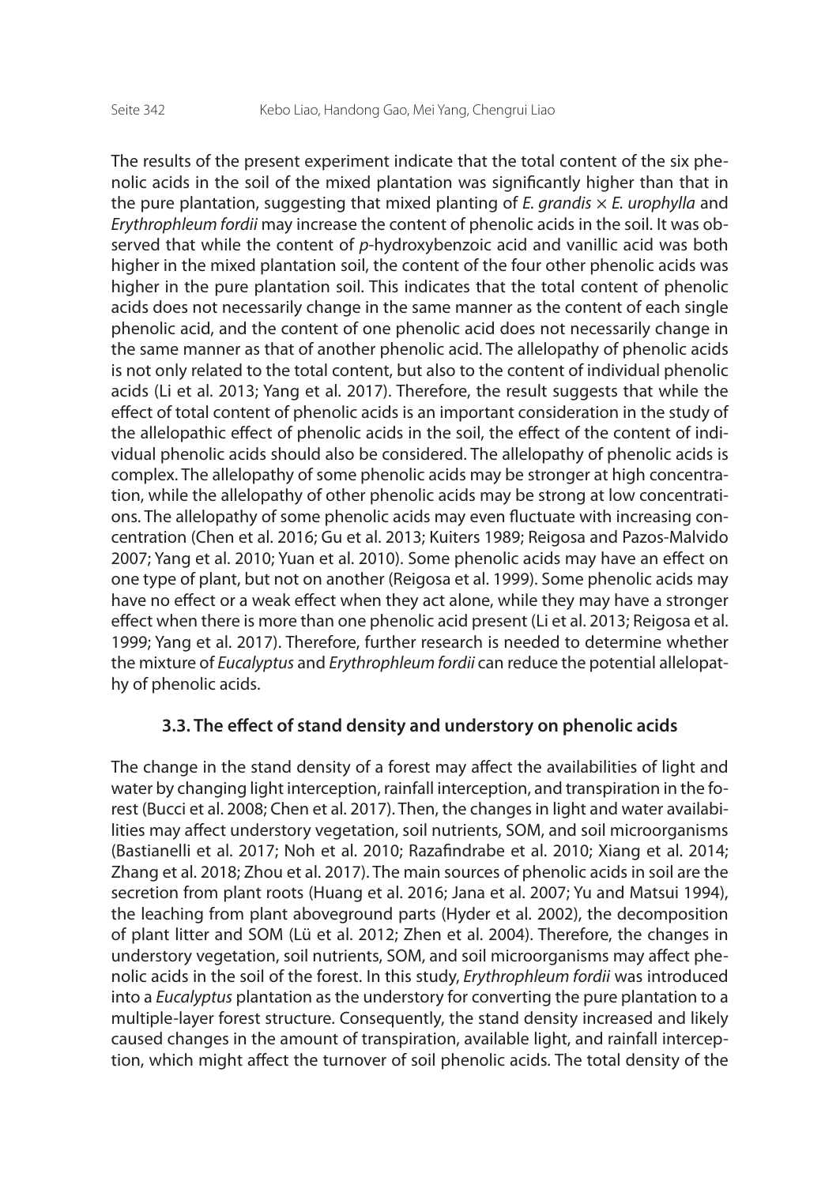The results of the present experiment indicate that the total content of the six phenolic acids in the soil of the mixed plantation was significantly higher than that in the pure plantation, suggesting that mixed planting of *E. grandis* × *E. urophylla* and *Erythrophleum fordii* may increase the content of phenolic acids in the soil. It was observed that while the content of *p*-hydroxybenzoic acid and vanillic acid was both higher in the mixed plantation soil, the content of the four other phenolic acids was higher in the pure plantation soil. This indicates that the total content of phenolic acids does not necessarily change in the same manner as the content of each single phenolic acid, and the content of one phenolic acid does not necessarily change in the same manner as that of another phenolic acid. The allelopathy of phenolic acids is not only related to the total content, but also to the content of individual phenolic acids (Li et al. 2013; Yang et al. 2017). Therefore, the result suggests that while the effect of total content of phenolic acids is an important consideration in the study of the allelopathic effect of phenolic acids in the soil, the effect of the content of individual phenolic acids should also be considered. The allelopathy of phenolic acids is complex. The allelopathy of some phenolic acids may be stronger at high concentration, while the allelopathy of other phenolic acids may be strong at low concentrations. The allelopathy of some phenolic acids may even fluctuate with increasing concentration (Chen et al. 2016; Gu et al. 2013; Kuiters 1989; Reigosa and Pazos-Malvido 2007; Yang et al. 2010; Yuan et al. 2010). Some phenolic acids may have an effect on one type of plant, but not on another (Reigosa et al. 1999). Some phenolic acids may have no effect or a weak effect when they act alone, while they may have a stronger effect when there is more than one phenolic acid present (Li et al. 2013; Reigosa et al. 1999; Yang et al. 2017). Therefore, further research is needed to determine whether the mixture of *Eucalyptus* and *Erythrophleum fordii* can reduce the potential allelopathy of phenolic acids.

### 3.3. The effect of stand density and understory on phenolic acids

The change in the stand density of a forest may affect the availabilities of light and water by changing light interception, rainfall interception, and transpiration in the forest (Bucci et al. 2008; Chen et al. 2017). Then, the changes in light and water availabilities may affect understory vegetation, soil nutrients, SOM, and soil microorganisms (Bastianelli et al. 2017; Noh et al. 2010; Razafindrabe et al. 2010; Xiang et al. 2014; Zhang et al. 2018; Zhou et al. 2017). The main sources of phenolic acids in soil are the secretion from plant roots (Huang et al. 2016; Jana et al. 2007; Yu and Matsui 1994), the leaching from plant aboveground parts (Hyder et al. 2002), the decomposition of plant litter and SOM (Lü et al. 2012; Zhen et al. 2004). Therefore, the changes in understory vegetation, soil nutrients, SOM, and soil microorganisms may affect phenolic acids in the soil of the forest. In this study, *Erythrophleum fordii* was introduced into a *Eucalyptus* plantation as the understory for converting the pure plantation to a multiple-layer forest structure. Consequently, the stand density increased and likely caused changes in the amount of transpiration, available light, and rainfall interception, which might affect the turnover of soil phenolic acids. The total density of the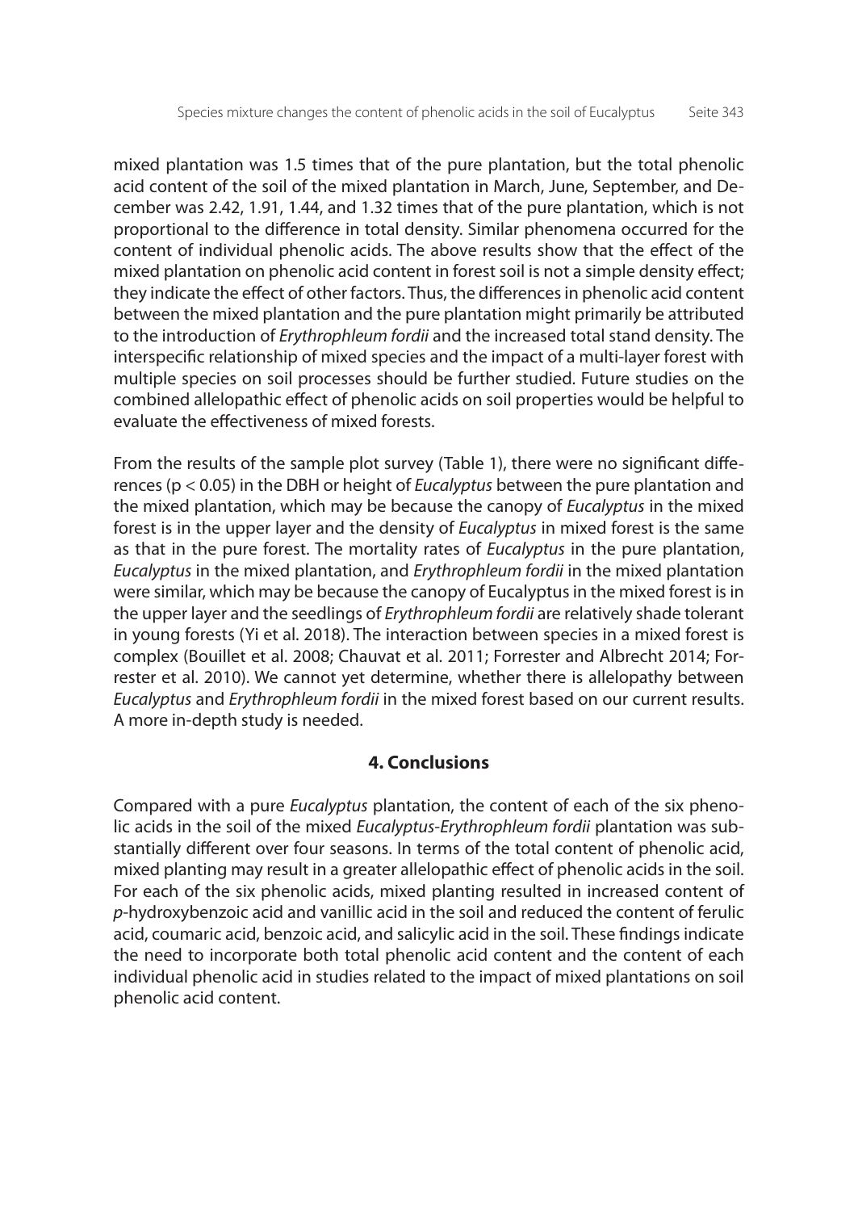mixed plantation was 1.5 times that of the pure plantation, but the total phenolic acid content of the soil of the mixed plantation in March, June, September, and December was 2.42, 1.91, 1.44, and 1.32 times that of the pure plantation, which is not proportional to the difference in total density. Similar phenomena occurred for the content of individual phenolic acids. The above results show that the effect of the mixed plantation on phenolic acid content in forest soil is not a simple density effect; they indicate the effect of other factors. Thus, the differences in phenolic acid content between the mixed plantation and the pure plantation might primarily be attributed to the introduction of *Erythrophleum fordii* and the increased total stand density. The interspecific relationship of mixed species and the impact of a multi-layer forest with multiple species on soil processes should be further studied. Future studies on the combined allelopathic effect of phenolic acids on soil properties would be helpful to evaluate the effectiveness of mixed forests.

From the results of the sample plot survey (Table 1), there were no significant differences ($p < 0.05$) in the DBH or height of *Eucalyptus* between the pure plantation and the mixed plantation, which may be because the canopy of *Eucalyptus* in the mixed forest is in the upper layer and the density of *Eucalyptus* in mixed forest is the same as that in the pure forest. The mortality rates of *Eucalyptus* in the pure plantation, *Eucalyptus* in the mixed plantation, and *Erythrophleum fordii* in the mixed plantation were similar, which may be because the canopy of Eucalyptus in the mixed forest is in the upper layer and the seedlings of *Erythrophleum fordii* are relatively shade tolerant in young forests (Yi et al. 2018). The interaction between species in a mixed forest is complex (Bouillet et al. 2008; Chauvat et al. 2011; Forrester and Albrecht 2014; Forrester et al. 2010). We cannot yet determine, whether there is allelopathy between *Eucalyptus* and *Erythrophleum fordii* in the mixed forest based on our current results. A more in-depth study is needed.

## 4. Conclusions

Compared with a pure *Eucalyptus* plantation, the content of each of the six phenolic acids in the soil of the mixed *Eucalyptus-Erythrophleum fordii* plantation was substantially different over four seasons. In terms of the total content of phenolic acid, mixed planting may result in a greater allelopathic effect of phenolic acids in the soil. For each of the six phenolic acids, mixed planting resulted in increased content of *p*-hydroxybenzoic acid and vanillic acid in the soil and reduced the content of ferulic acid, coumaric acid, benzoic acid, and salicylic acid in the soil. These findings indicate the need to incorporate both total phenolic acid content and the content of each individual phenolic acid in studies related to the impact of mixed plantations on soil phenolic acid content.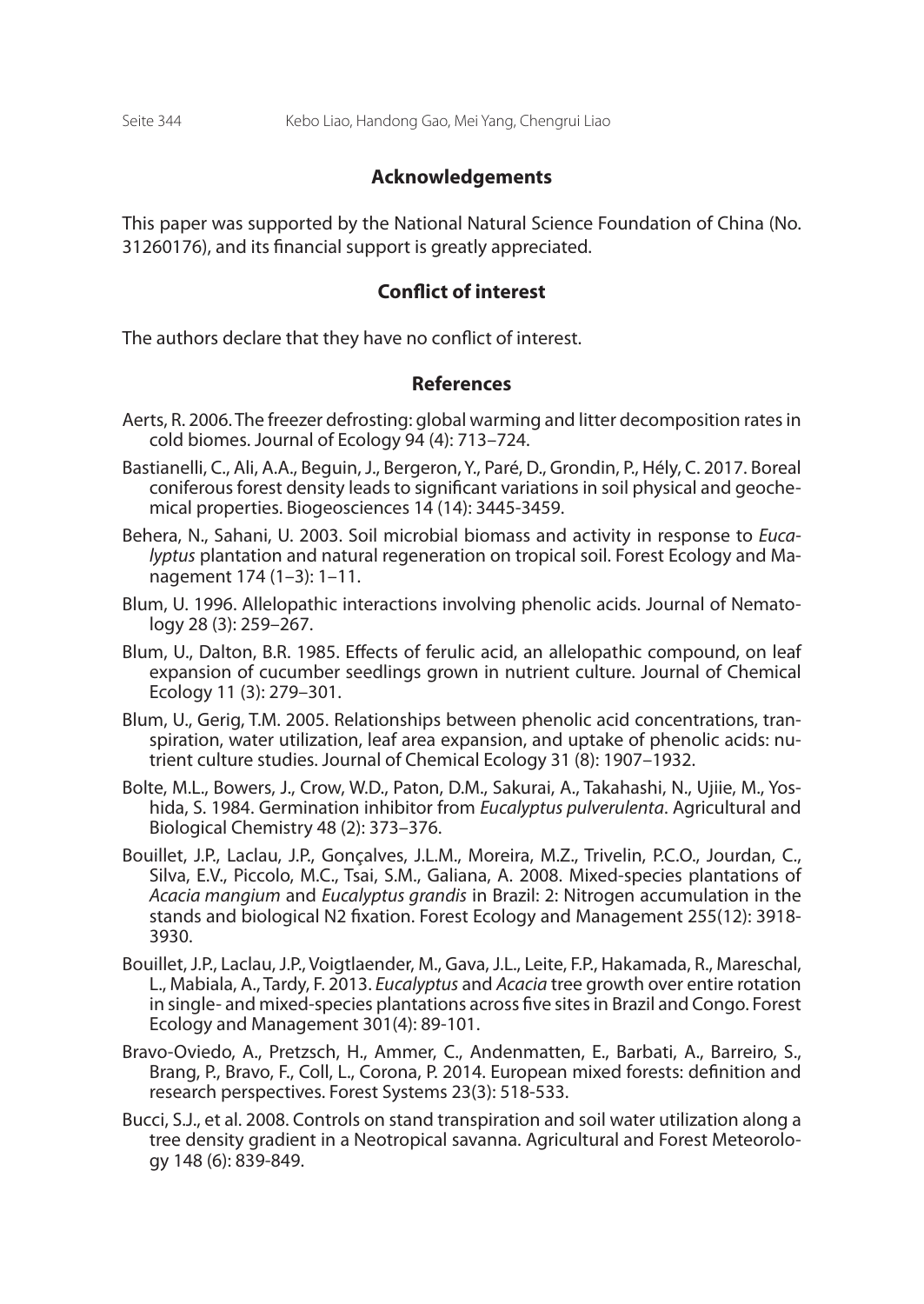## Acknowledgements

This paper was supported by the National Natural Science Foundation of China (No. 31260176), and its financial support is greatly appreciated.

## Conflict of interest

The authors declare that they have no conflict of interest.

## References

Aerts, R. 2006. The freezer defrosting: global warming and litter decomposition rates in cold biomes. Journal of Ecology 94 (4): 713–724.

Bastianelli, C., Ali, A.A., Beguin, J., Bergeron, Y., Paré, D., Grondin, P., Hély, C. 2017. Boreal coniferous forest density leads to significant variations in soil physical and geochemical properties. Biogeosciences 14 (14): 3445-3459.

Behera, N., Sahani, U. 2003. Soil microbial biomass and activity in response to *Eucalyptus* plantation and natural regeneration on tropical soil. Forest Ecology and Management 174 (1–3): 1–11.

Blum, U. 1996. Allelopathic interactions involving phenolic acids. Journal of Nematology 28 (3): 259–267.

Blum, U., Dalton, B.R. 1985. Effects of ferulic acid, an allelopathic compound, on leaf expansion of cucumber seedlings grown in nutrient culture. Journal of Chemical Ecology 11 (3): 279–301.

Blum, U., Gerig, T.M. 2005. Relationships between phenolic acid concentrations, transpiration, water utilization, leaf area expansion, and uptake of phenolic acids: nutrient culture studies. Journal of Chemical Ecology 31 (8): 1907–1932.

Bolte, M.L., Bowers, J., Crow, W.D., Paton, D.M., Sakurai, A., Takahashi, N., Ujiie, M., Yoshida, S. 1984. Germination inhibitor from *Eucalyptus pulverulenta*. Agricultural and Biological Chemistry 48 (2): 373–376.

Bouillet, J.P., Laclau, J.P., Gonçalves, J.L.M., Moreira, M.Z., Trivelin, P.C.O., Jourdan, C., Silva, E.V., Piccolo, M.C., Tsai, S.M., Galiana, A. 2008. Mixed-species plantations of *Acacia mangium* and *Eucalyptus grandis* in Brazil: 2: Nitrogen accumulation in the stands and biological N2 fixation. Forest Ecology and Management 255(12): 3918-3930.

Bouillet, J.P., Laclau, J.P., Voigtlaender, M., Gava, J.L., Leite, F.P., Hakamada, R., Mareschal, L., Mabiala, A., Tardy, F. 2013. *Eucalyptus* and *Acacia* tree growth over entire rotation in single- and mixed-species plantations across five sites in Brazil and Congo. Forest Ecology and Management 301(4): 89-101.

Bravo-Oviedo, A., Pretzsch, H., Ammer, C., Andenmatten, E., Barbati, A., Barreiro, S., Brang, P., Bravo, F., Coll, L., Corona, P. 2014. European mixed forests: definition and research perspectives. Forest Systems 23(3): 518-533.

Bucci, S.J., et al. 2008. Controls on stand transpiration and soil water utilization along a tree density gradient in a Neotropical savanna. Agricultural and Forest Meteorology 148 (6): 839-849.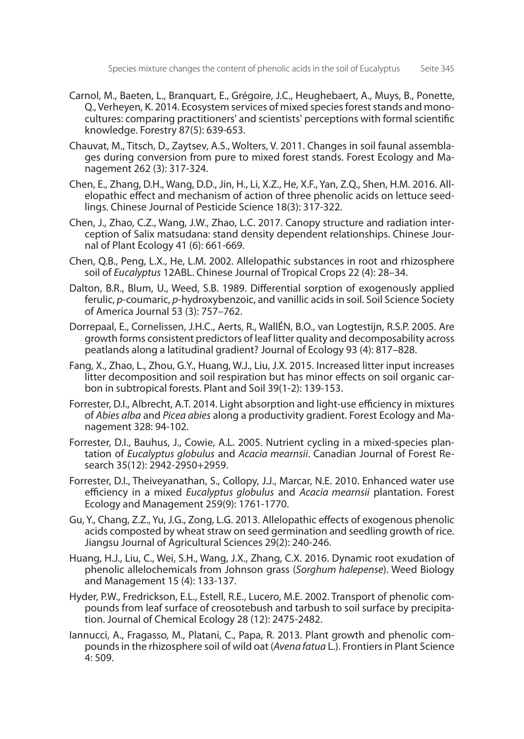Carnol, M., Baeten, L., Branquart, E., Grégoire, J.C., Heughebaert, A., Muys, B., Ponette, Q., Verheyen, K. 2014. Ecosystem services of mixed species forest stands and monocultures: comparing practitioners' and scientists' perceptions with formal scientific knowledge. Forestry 87(5): 639-653.

Chauvat, M., Titsch, D., Zaytsev, A.S., Wolters, V. 2011. Changes in soil faunal assemblages during conversion from pure to mixed forest stands. Forest Ecology and Management 262 (3): 317-324.

Chen, E., Zhang, D.H., Wang, D.D., Jin, H., Li, X.Z., He, X.F., Yan, Z.Q., Shen, H.M. 2016. Allelopathic effect and mechanism of action of three phenolic acids on lettuce seedlings. Chinese Journal of Pesticide Science 18(3): 317-322.

Chen, J., Zhao, C.Z., Wang, J.W., Zhao, L.C. 2017. Canopy structure and radiation interception of Salix matsudana: stand density dependent relationships. Chinese Journal of Plant Ecology 41 (6): 661-669.

Chen, Q.B., Peng, L.X., He, L.M. 2002. Allelopathic substances in root and rhizosphere soil of *Eucalyptus* 12ABL. Chinese Journal of Tropical Crops 22 (4): 28–34.

Dalton, B.R., Blum, U., Weed, S.B. 1989. Differential sorption of exogenously applied ferulic, *p*-coumaric, *p*-hydroxybenzoic, and vanillic acids in soil. Soil Science Society of America Journal 53 (3): 757–762.

Dorrepaal, E., Cornelissen, J.H.C., Aerts, R., WallÉN, B.O., van Logtestijn, R.S.P. 2005. Are growth forms consistent predictors of leaf litter quality and decomposability across peatlands along a latitudinal gradient? Journal of Ecology 93 (4): 817–828.

Fang, X., Zhao, L., Zhou, G.Y., Huang, W.J., Liu, J.X. 2015. Increased litter input increases litter decomposition and soil respiration but has minor effects on soil organic carbon in subtropical forests. Plant and Soil 39(1-2): 139-153.

Forrester, D.I., Albrecht, A.T. 2014. Light absorption and light-use efficiency in mixtures of *Abies alba* and *Picea abies* along a productivity gradient. Forest Ecology and Management 328: 94-102.

Forrester, D.I., Bauhus, J., Cowie, A.L. 2005. Nutrient cycling in a mixed-species plantation of *Eucalyptus globulus* and *Acacia mearnsii*. Canadian Journal of Forest Research 35(12): 2942-2950+2959.

Forrester, D.I., Theiveyanathan, S., Collopy, J.J., Marcar, N.E. 2010. Enhanced water use efficiency in a mixed *Eucalyptus globulus* and *Acacia mearnsii* plantation. Forest Ecology and Management 259(9): 1761-1770.

Gu, Y., Chang, Z.Z., Yu, J.G., Zong, L.G. 2013. Allelopathic effects of exogenous phenolic acids composted by wheat straw on seed germination and seedling growth of rice. Jiangsu Journal of Agricultural Sciences 29(2): 240-246.

Huang, H.J., Liu, C., Wei, S.H., Wang, J.X., Zhang, C.X. 2016. Dynamic root exudation of phenolic allelochemicals from Johnson grass (*Sorghum halepense*). Weed Biology and Management 15 (4): 133-137.

Hyder, P.W., Fredrickson, E.L., Estell, R.E., Lucero, M.E. 2002. Transport of phenolic compounds from leaf surface of creosotebush and tarbush to soil surface by precipitation. Journal of Chemical Ecology 28 (12): 2475-2482.

Iannucci, A., Fragasso, M., Platani, C., Papa, R. 2013. Plant growth and phenolic compounds in the rhizosphere soil of wild oat (*Avena fatua* L.). Frontiers in Plant Science 4: 509.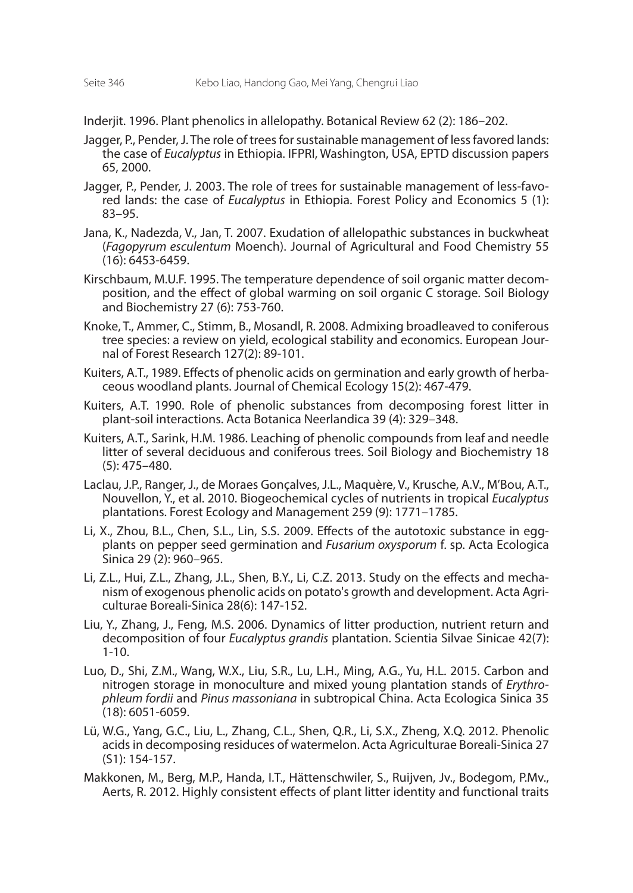Inderjit. 1996. Plant phenolics in allelopathy. Botanical Review 62 (2): 186–202.

Jagger, P., Pender, J. The role of trees for sustainable management of less favored lands: the case of *Eucalyptus* in Ethiopia. IFPRI, Washington, USA, EPTD discussion papers 65, 2000.

Jagger, P., Pender, J. 2003. The role of trees for sustainable management of less-favored lands: the case of *Eucalyptus* in Ethiopia. Forest Policy and Economics 5 (1): 83–95.

Jana, K., Nadezda, V., Jan, T. 2007. Exudation of allelopathic substances in buckwheat (*Fagopyrum esculentum* Moench). Journal of Agricultural and Food Chemistry 55 (16): 6453-6459.

Kirschbaum, M.U.F. 1995. The temperature dependence of soil organic matter decomposition, and the effect of global warming on soil organic C storage. Soil Biology and Biochemistry 27 (6): 753-760.

Knoke, T., Ammer, C., Stimm, B., Mosandl, R. 2008. Admixing broadleaved to coniferous tree species: a review on yield, ecological stability and economics. European Journal of Forest Research 127(2): 89-101.

Kuiters, A.T., 1989. Effects of phenolic acids on germination and early growth of herbaceous woodland plants. Journal of Chemical Ecology 15(2): 467-479.

Kuiters, A.T. 1990. Role of phenolic substances from decomposing forest litter in plant-soil interactions. Acta Botanica Neerlandica 39 (4): 329–348.

Kuiters, A.T., Sarink, H.M. 1986. Leaching of phenolic compounds from leaf and needle litter of several deciduous and coniferous trees. Soil Biology and Biochemistry 18 (5): 475–480.

Laclau, J.P., Ranger, J., de Moraes Gonçalves, J.L., Maquère, V., Krusche, A.V., M'Bou, A.T., Nouvellon, Y., et al. 2010. Biogeochemical cycles of nutrients in tropical *Eucalyptus* plantations. Forest Ecology and Management 259 (9): 1771–1785.

Li, X., Zhou, B.L., Chen, S.L., Lin, S.S. 2009. Effects of the autotoxic substance in eggplants on pepper seed germination and *Fusarium oxysporum* f. sp. Acta Ecologica Sinica 29 (2): 960–965.

Li, Z.L., Hui, Z.L., Zhang, J.L., Shen, B.Y., Li, C.Z. 2013. Study on the effects and mechanism of exogenous phenolic acids on potato's growth and development. Acta Agriculturae Boreali-Sinica 28(6): 147-152.

Liu, Y., Zhang, J., Feng, M.S. 2006. Dynamics of litter production, nutrient return and decomposition of four *Eucalyptus grandis* plantation. Scientia Silvae Sinicae 42(7): 1-10.

Luo, D., Shi, Z.M., Wang, W.X., Liu, S.R., Lu, L.H., Ming, A.G., Yu, H.L. 2015. Carbon and nitrogen storage in monoculture and mixed young plantation stands of *Erythrophleum fordii* and *Pinus massoniana* in subtropical China. Acta Ecologica Sinica 35 (18): 6051-6059.

Lü, W.G., Yang, G.C., Liu, L., Zhang, C.L., Shen, Q.R., Li, S.X., Zheng, X.Q. 2012. Phenolic acids in decomposing residuces of watermelon. Acta Agriculturae Boreali-Sinica 27 (S1): 154-157.

Makkonen, M., Berg, M.P., Handa, I.T., Hättenschwiler, S., Ruijven, Jv., Bodegom, P.Mv., Aerts, R. 2012. Highly consistent effects of plant litter identity and functional traits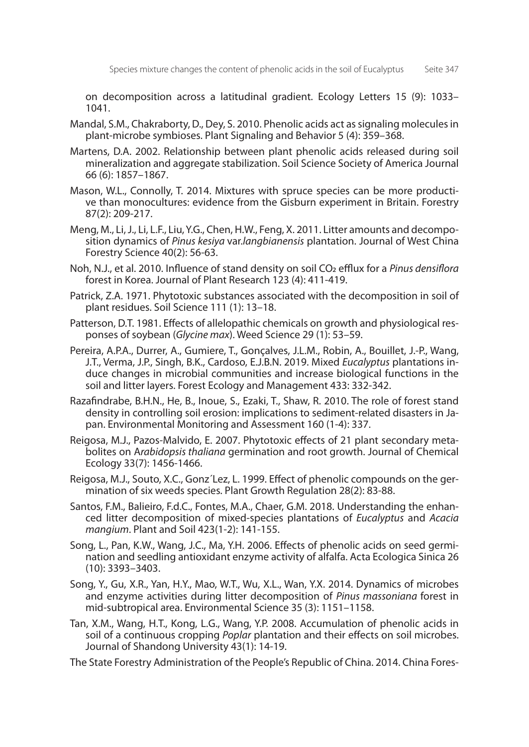on decomposition across a latitudinal gradient. Ecology Letters 15 (9): 1033–1041.

Mandal, S.M., Chakraborty, D., Dey, S. 2010. Phenolic acids act as signaling molecules in plant-microbe symbioses. Plant Signaling and Behavior 5 (4): 359–368.

Martens, D.A. 2002. Relationship between plant phenolic acids released during soil mineralization and aggregate stabilization. Soil Science Society of America Journal 66 (6): 1857–1867.

Mason, W.L., Connolly, T. 2014. Mixtures with spruce species can be more productive than monocultures: evidence from the Gisburn experiment in Britain. Forestry 87(2): 209-217.

Meng, M., Li, J., Li, L.F., Liu, Y.G., Chen, H.W., Feng, X. 2011. Litter amounts and decomposition dynamics of *Pinus kesiya* var.*langbianensis* plantation. Journal of West China Forestry Science 40(2): 56-63.

Noh, N.J., et al. 2010. Influence of stand density on soil $CO_2$ efflux for a *Pinus densiflora* forest in Korea. Journal of Plant Research 123 (4): 411-419.

Patrick, Z.A. 1971. Phytotoxic substances associated with the decomposition in soil of plant residues. Soil Science 111 (1): 13–18.

Patterson, D.T. 1981. Effects of allelopathic chemicals on growth and physiological responses of soybean (*Glycine max*). Weed Science 29 (1): 53–59.

Pereira, A.P.A., Durrer, A., Gumiere, T., Gonçalves, J.L.M., Robin, A., Bouillet, J.-P., Wang, J.T., Verma, J.P., Singh, B.K., Cardoso, E.J.B.N. 2019. Mixed *Eucalyptus* plantations induce changes in microbial communities and increase biological functions in the soil and litter layers. Forest Ecology and Management 433: 332-342.

Razafindrabe, B.H.N., He, B., Inoue, S., Ezaki, T., Shaw, R. 2010. The role of forest stand density in controlling soil erosion: implications to sediment-related disasters in Japan. Environmental Monitoring and Assessment 160 (1-4): 337.

Reigosa, M.J., Pazos-Malvido, E. 2007. Phytotoxic effects of 21 plant secondary metabolites on A*rabidopsis thaliana* germination and root growth. Journal of Chemical Ecology 33(7): 1456-1466.

Reigosa, M.J., Souto, X.C., Gonz´Lez, L. 1999. Effect of phenolic compounds on the germination of six weeds species. Plant Growth Regulation 28(2): 83-88.

Santos, F.M., Balieiro, F.d.C., Fontes, M.A., Chaer, G.M. 2018. Understanding the enhanced litter decomposition of mixed-species plantations of *Eucalyptus* and *Acacia mangium*. Plant and Soil 423(1-2): 141-155.

Song, L., Pan, K.W., Wang, J.C., Ma, Y.H. 2006. Effects of phenolic acids on seed germination and seedling antioxidant enzyme activity of alfalfa. Acta Ecologica Sinica 26 (10): 3393–3403.

Song, Y., Gu, X.R., Yan, H.Y., Mao, W.T., Wu, X.L., Wan, Y.X. 2014. Dynamics of microbes and enzyme activities during litter decomposition of *Pinus massoniana* forest in mid-subtropical area. Environmental Science 35 (3): 1151–1158.

Tan, X.M., Wang, H.T., Kong, L.G., Wang, Y.P. 2008. Accumulation of phenolic acids in soil of a continuous cropping *Poplar* plantation and their effects on soil microbes. Journal of Shandong University 43(1): 14-19.

The State Forestry Administration of the People's Republic of China. 2014. China Fores-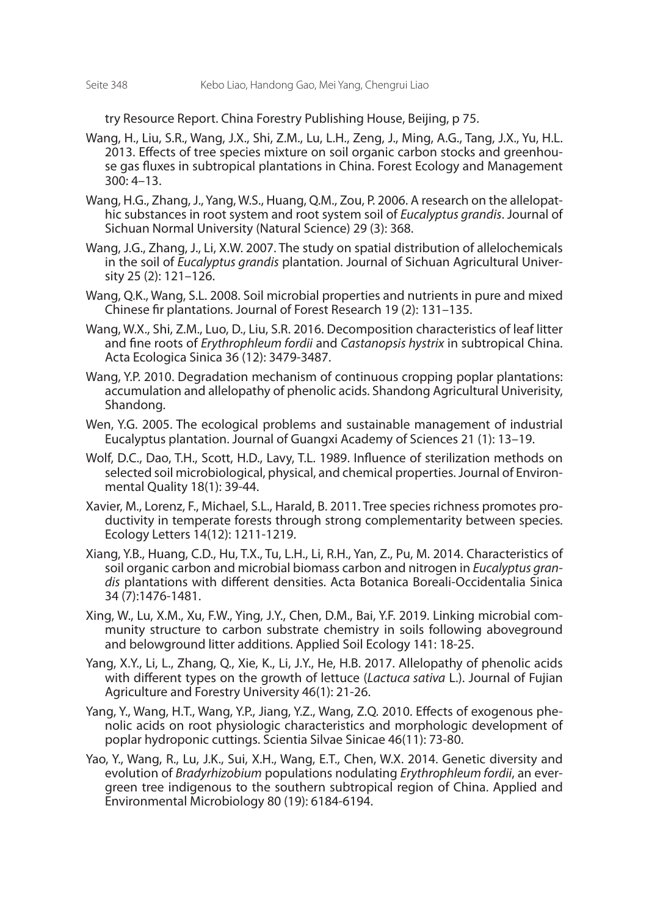try Resource Report. China Forestry Publishing House, Beijing, p 75.

Wang, H., Liu, S.R., Wang, J.X., Shi, Z.M., Lu, L.H., Zeng, J., Ming, A.G., Tang, J.X., Yu, H.L. 2013. Effects of tree species mixture on soil organic carbon stocks and greenhouse gas fluxes in subtropical plantations in China. Forest Ecology and Management 300: 4–13.

Wang, H.G., Zhang, J., Yang, W.S., Huang, Q.M., Zou, P. 2006. A research on the allelopathic substances in root system and root system soil of *Eucalyptus grandis*. Journal of Sichuan Normal University (Natural Science) 29 (3): 368.

Wang, J.G., Zhang, J., Li, X.W. 2007. The study on spatial distribution of allelochemicals in the soil of *Eucalyptus grandis* plantation. Journal of Sichuan Agricultural University 25 (2): 121–126.

Wang, Q.K., Wang, S.L. 2008. Soil microbial properties and nutrients in pure and mixed Chinese fir plantations. Journal of Forest Research 19 (2): 131–135.

Wang, W.X., Shi, Z.M., Luo, D., Liu, S.R. 2016. Decomposition characteristics of leaf litter and fine roots of *Erythrophleum fordii* and *Castanopsis hystrix* in subtropical China. Acta Ecologica Sinica 36 (12): 3479-3487.

Wang, Y.P. 2010. Degradation mechanism of continuous cropping poplar plantations: accumulation and allelopathy of phenolic acids. Shandong Agricultural Univerisity, Shandong.

Wen, Y.G. 2005. The ecological problems and sustainable management of industrial Eucalyptus plantation. Journal of Guangxi Academy of Sciences 21 (1): 13–19.

Wolf, D.C., Dao, T.H., Scott, H.D., Lavy, T.L. 1989. Influence of sterilization methods on selected soil microbiological, physical, and chemical properties. Journal of Environmental Quality 18(1): 39-44.

Xavier, M., Lorenz, F., Michael, S.L., Harald, B. 2011. Tree species richness promotes productivity in temperate forests through strong complementarity between species. Ecology Letters 14(12): 1211-1219.

Xiang, Y.B., Huang, C.D., Hu, T.X., Tu, L.H., Li, R.H., Yan, Z., Pu, M. 2014. Characteristics of soil organic carbon and microbial biomass carbon and nitrogen in *Eucalyptus grandis* plantations with different densities. Acta Botanica Boreali-Occidentalia Sinica 34 (7):1476-1481.

Xing, W., Lu, X.M., Xu, F.W., Ying, J.Y., Chen, D.M., Bai, Y.F. 2019. Linking microbial community structure to carbon substrate chemistry in soils following aboveground and belowground litter additions. Applied Soil Ecology 141: 18-25.

Yang, X.Y., Li, L., Zhang, Q., Xie, K., Li, J.Y., He, H.B. 2017. Allelopathy of phenolic acids with different types on the growth of lettuce (*Lactuca sativa* L.). Journal of Fujian Agriculture and Forestry University 46(1): 21-26.

Yang, Y., Wang, H.T., Wang, Y.P., Jiang, Y.Z., Wang, Z.Q. 2010. Effects of exogenous phenolic acids on root physiologic characteristics and morphologic development of poplar hydroponic cuttings. Scientia Silvae Sinicae 46(11): 73-80.

Yao, Y., Wang, R., Lu, J.K., Sui, X.H., Wang, E.T., Chen, W.X. 2014. Genetic diversity and evolution of *Bradyrhizobium* populations nodulating *Erythrophleum fordii*, an evergreen tree indigenous to the southern subtropical region of China. Applied and Environmental Microbiology 80 (19): 6184-6194.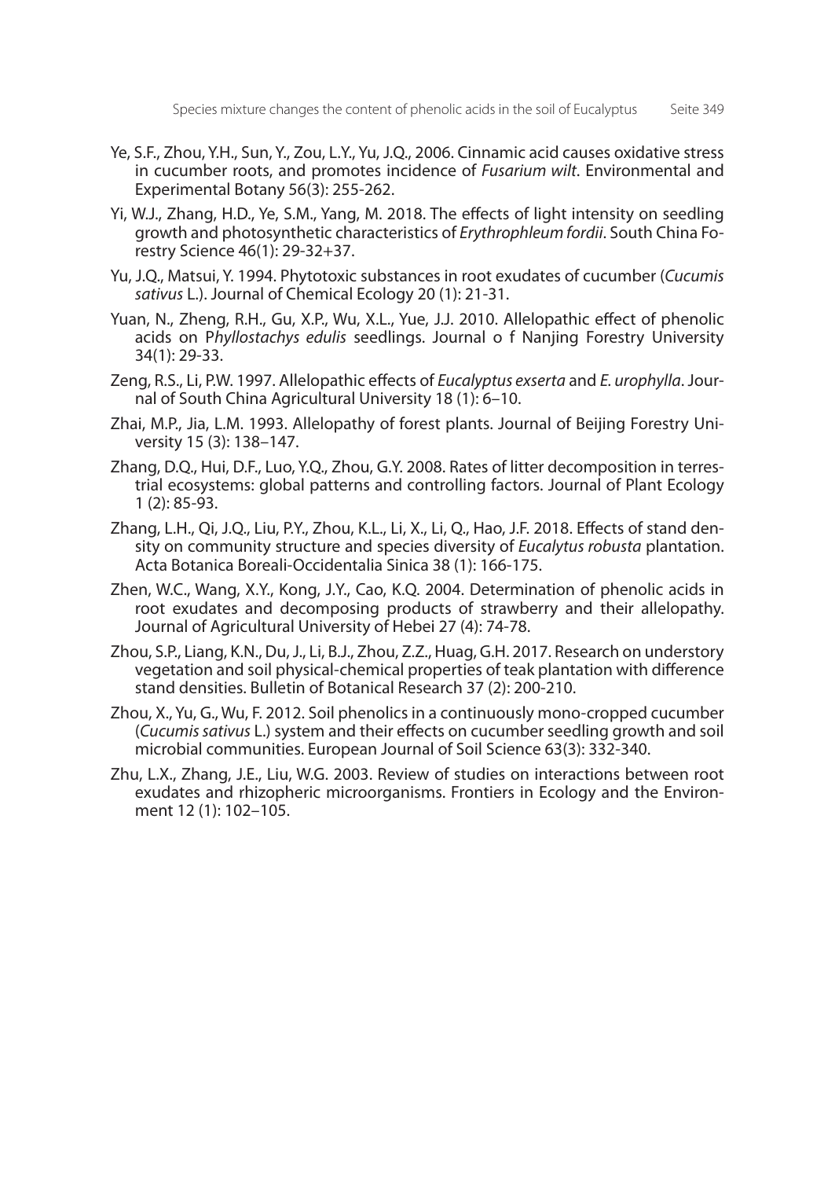Ye, S.F., Zhou, Y.H., Sun, Y., Zou, L.Y., Yu, J.Q., 2006. Cinnamic acid causes oxidative stress in cucumber roots, and promotes incidence of *Fusarium wilt*. Environmental and Experimental Botany 56(3): 255-262.

Yi, W.J., Zhang, H.D., Ye, S.M., Yang, M. 2018. The effects of light intensity on seedling growth and photosynthetic characteristics of *Erythrophleum fordii*. South China Forestry Science 46(1): 29-32+37.

Yu, J.Q., Matsui, Y. 1994. Phytotoxic substances in root exudates of cucumber (*Cucumis sativus* L.). Journal of Chemical Ecology 20 (1): 21-31.

Yuan, N., Zheng, R.H., Gu, X.P., Wu, X.L., Yue, J.J. 2010. Allelopathic effect of phenolic acids on P*hyllostachys edulis* seedlings. Journal o f Nanjing Forestry University 34(1): 29-33.

Zeng, R.S., Li, P.W. 1997. Allelopathic effects of *Eucalyptus exserta* and *E. urophylla*. Journal of South China Agricultural University 18 (1): 6–10.

Zhai, M.P., Jia, L.M. 1993. Allelopathy of forest plants. Journal of Beijing Forestry University 15 (3): 138–147.

Zhang, D.Q., Hui, D.F., Luo, Y.Q., Zhou, G.Y. 2008. Rates of litter decomposition in terrestrial ecosystems: global patterns and controlling factors. Journal of Plant Ecology 1 (2): 85-93.

Zhang, L.H., Qi, J.Q., Liu, P.Y., Zhou, K.L., Li, X., Li, Q., Hao, J.F. 2018. Effects of stand density on community structure and species diversity of *Eucalytus robusta* plantation. Acta Botanica Boreali-Occidentalia Sinica 38 (1): 166-175.

Zhen, W.C., Wang, X.Y., Kong, J.Y., Cao, K.Q. 2004. Determination of phenolic acids in root exudates and decomposing products of strawberry and their allelopathy. Journal of Agricultural University of Hebei 27 (4): 74-78.

Zhou, S.P., Liang, K.N., Du, J., Li, B.J., Zhou, Z.Z., Huag, G.H. 2017. Research on understory vegetation and soil physical-chemical properties of teak plantation with difference stand densities. Bulletin of Botanical Research 37 (2): 200-210.

Zhou, X., Yu, G., Wu, F. 2012. Soil phenolics in a continuously mono-cropped cucumber (*Cucumis sativus* L.) system and their effects on cucumber seedling growth and soil microbial communities. European Journal of Soil Science 63(3): 332-340.

Zhu, L.X., Zhang, J.E., Liu, W.G. 2003. Review of studies on interactions between root exudates and rhizopheric microorganisms. Frontiers in Ecology and the Environment 12 (1): 102–105.